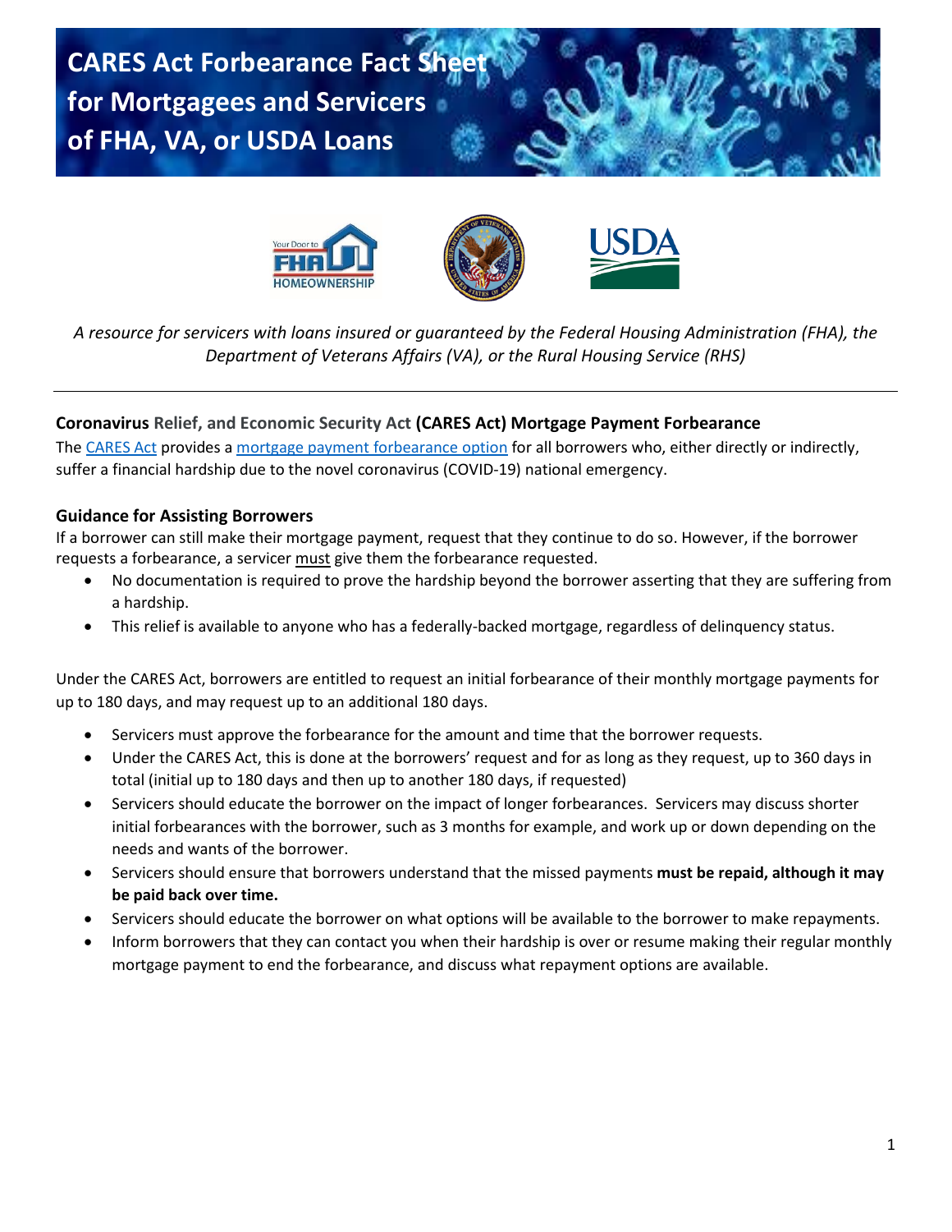# CARES Act Forbearance Fact Sheet for Mortgagees and Servicers of FHA, VA, or USDA Loans

*A resource for servicers with loans insured or guaranteed by the Federal Housing Administration (FHA), the Department of Veterans Affairs (VA), or the Rural Housing Service (RHS)*

---

**Coronavirus Relief, and Economic Security Act (CARES Act) Mortgage Payment Forbearance**

The CARES Act provides a mortgage payment forbearance option for all borrowers who, either directly or indirectly, suffer a financial hardship due to the novel coronavirus (COVID-19) national emergency.

**Guidance for Assisting Borrowers**

If a borrower can still make their mortgage payment, request that they continue to do so. However, if the borrower requests a forbearance, a servicer must give them the forbearance requested.

- No documentation is required to prove the hardship beyond the borrower asserting that they are suffering from a hardship.
- This relief is available to anyone who has a federally-backed mortgage, regardless of delinquency status.

Under the CARES Act, borrowers are entitled to request an initial forbearance of their monthly mortgage payments for up to 180 days, and may request up to an additional 180 days.

- Servicers must approve the forbearance for the amount and time that the borrower requests.
- Under the CARES Act, this is done at the borrowers' request and for as long as they request, up to 360 days in total (initial up to 180 days and then up to another 180 days, if requested)
- Servicers should educate the borrower on the impact of longer forbearances. Servicers may discuss shorter initial forbearances with the borrower, such as 3 months for example, and work up or down depending on the needs and wants of the borrower.
- Servicers should ensure that borrowers understand that the missed payments **must be repaid, although it may be paid back over time.**
- Servicers should educate the borrower on what options will be available to the borrower to make repayments.
- Inform borrowers that they can contact you when their hardship is over or resume making their regular monthly mortgage payment to end the forbearance, and discuss what repayment options are available.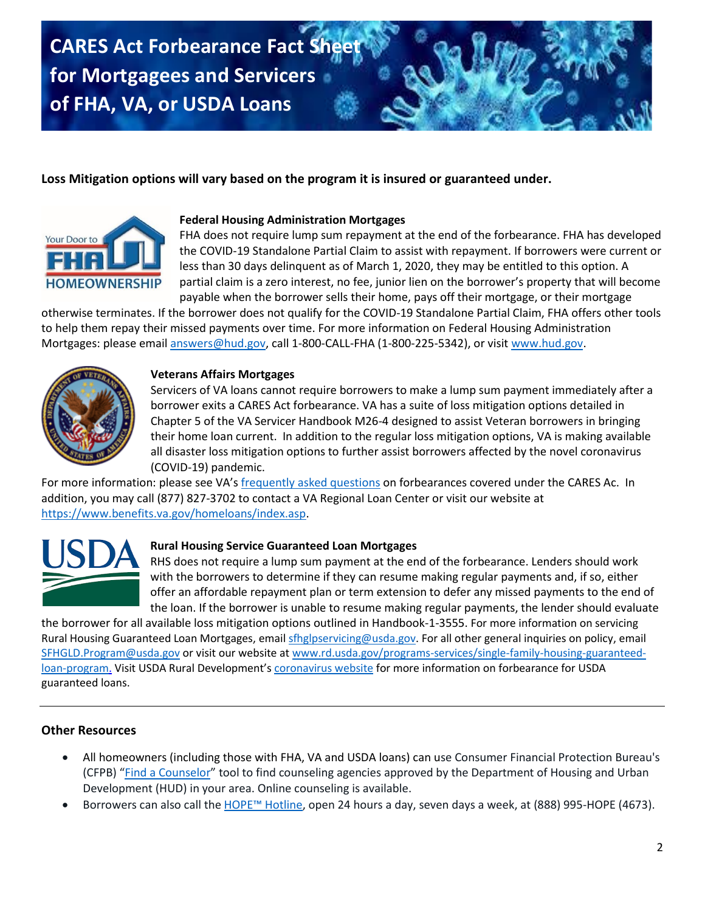# CARES Act Forbearance Fact Sheet for Mortgagees and Servicers of FHA, VA, or USDA Loans

**Loss Mitigation options will vary based on the program it is insured or guaranteed under.**

### Federal Housing Administration Mortgages

FHA does not require lump sum repayment at the end of the forbearance. FHA has developed the COVID-19 Standalone Partial Claim to assist with repayment. If borrowers were current or less than 30 days delinquent as of March 1, 2020, they may be entitled to this option. A partial claim is a zero interest, no fee, junior lien on the borrower's property that will become payable when the borrower sells their home, pays off their mortgage, or their mortgage otherwise terminates. If the borrower does not qualify for the COVID-19 Standalone Partial Claim, FHA offers other tools to help them repay their missed payments over time. For more information on Federal Housing Administration Mortgages: please email answers@hud.gov, call 1-800-CALL-FHA (1-800-225-5342), or visit www.hud.gov.

### Veterans Affairs Mortgages

Servicers of VA loans cannot require borrowers to make a lump sum payment immediately after a borrower exits a CARES Act forbearance. VA has a suite of loss mitigation options detailed in Chapter 5 of the VA Servicer Handbook M26-4 designed to assist Veteran borrowers in bringing their home loan current. In addition to the regular loss mitigation options, VA is making available all disaster loss mitigation options to further assist borrowers affected by the novel coronavirus (COVID-19) pandemic.

For more information: please see VA's frequently asked questions on forbearances covered under the CARES Ac. In addition, you may call (877) 827-3702 to contact a VA Regional Loan Center or visit our website at https://www.benefits.va.gov/homeloans/index.asp.

### Rural Housing Service Guaranteed Loan Mortgages

RHS does not require a lump sum payment at the end of the forbearance. Lenders should work with the borrowers to determine if they can resume making regular payments and, if so, either offer an affordable repayment plan or term extension to defer any missed payments to the end of the loan. If the borrower is unable to resume making regular payments, the lender should evaluate the borrower for all available loss mitigation options outlined in Handbook-1-3555. For more information on servicing Rural Housing Guaranteed Loan Mortgages, email sfhglpservicing@usda.gov. For all other general inquiries on policy, email SFHGLD.Program@usda.gov or visit our website at www.rd.usda.gov/programs-services/single-family-housing-guaranteed-loan-program. Visit USDA Rural Development's coronavirus website for more information on forbearance for USDA guaranteed loans.

---

## Other Resources

- All homeowners (including those with FHA, VA and USDA loans) can use Consumer Financial Protection Bureau's (CFPB) "Find a Counselor" tool to find counseling agencies approved by the Department of Housing and Urban Development (HUD) in your area. Online counseling is available.
- Borrowers can also call the HOPE™ Hotline, open 24 hours a day, seven days a week, at (888) 995-HOPE (4673).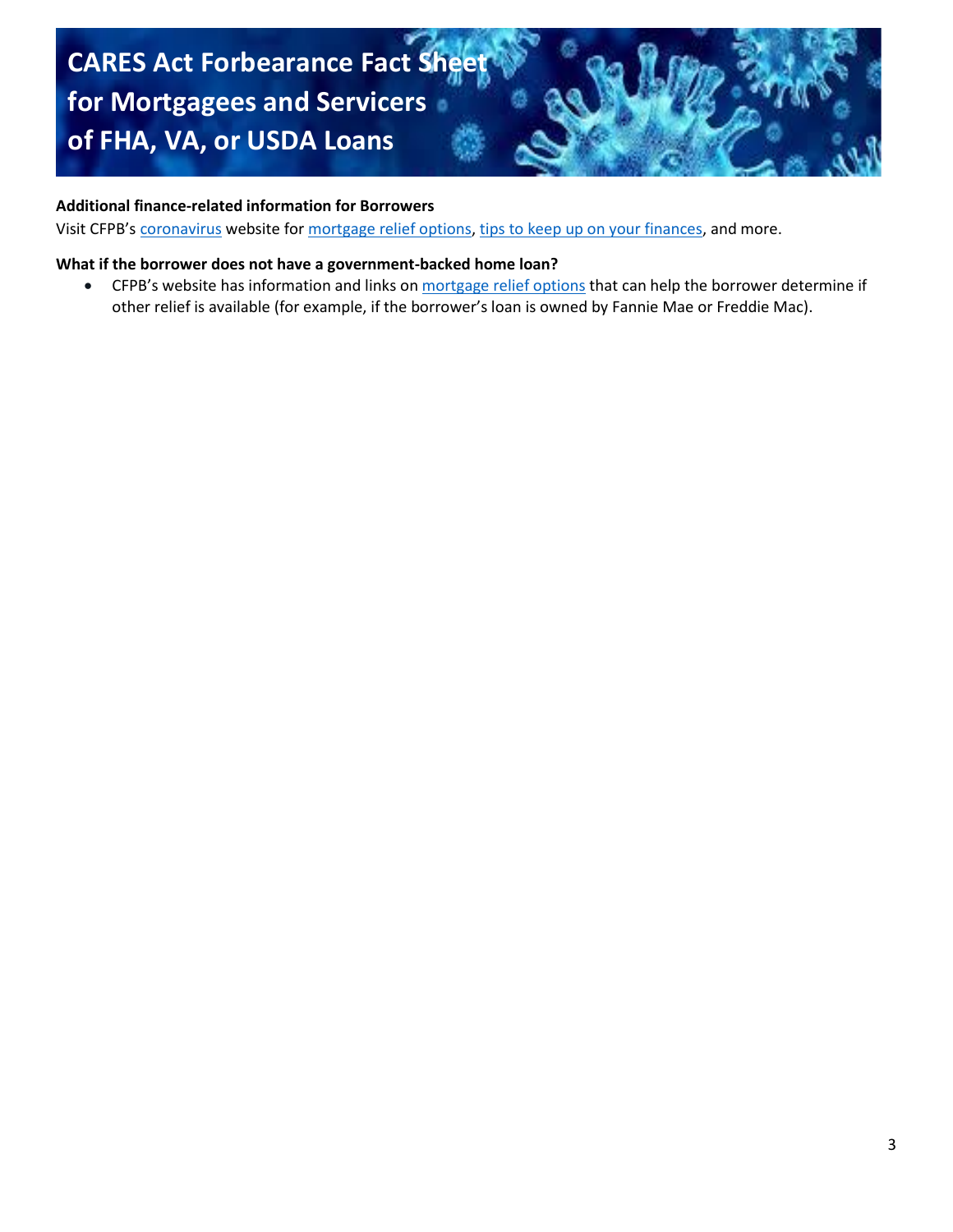# CARES Act Forbearance Fact Sheet for Mortgagees and Servicers of FHA, VA, or USDA Loans

**Additional finance-related information for Borrowers**

Visit CFPB's coronavirus website for mortgage relief options, tips to keep up on your finances, and more.

**What if the borrower does not have a government-backed home loan?**

- CFPB's website has information and links on mortgage relief options that can help the borrower determine if other relief is available (for example, if the borrower's loan is owned by Fannie Mae or Freddie Mac).